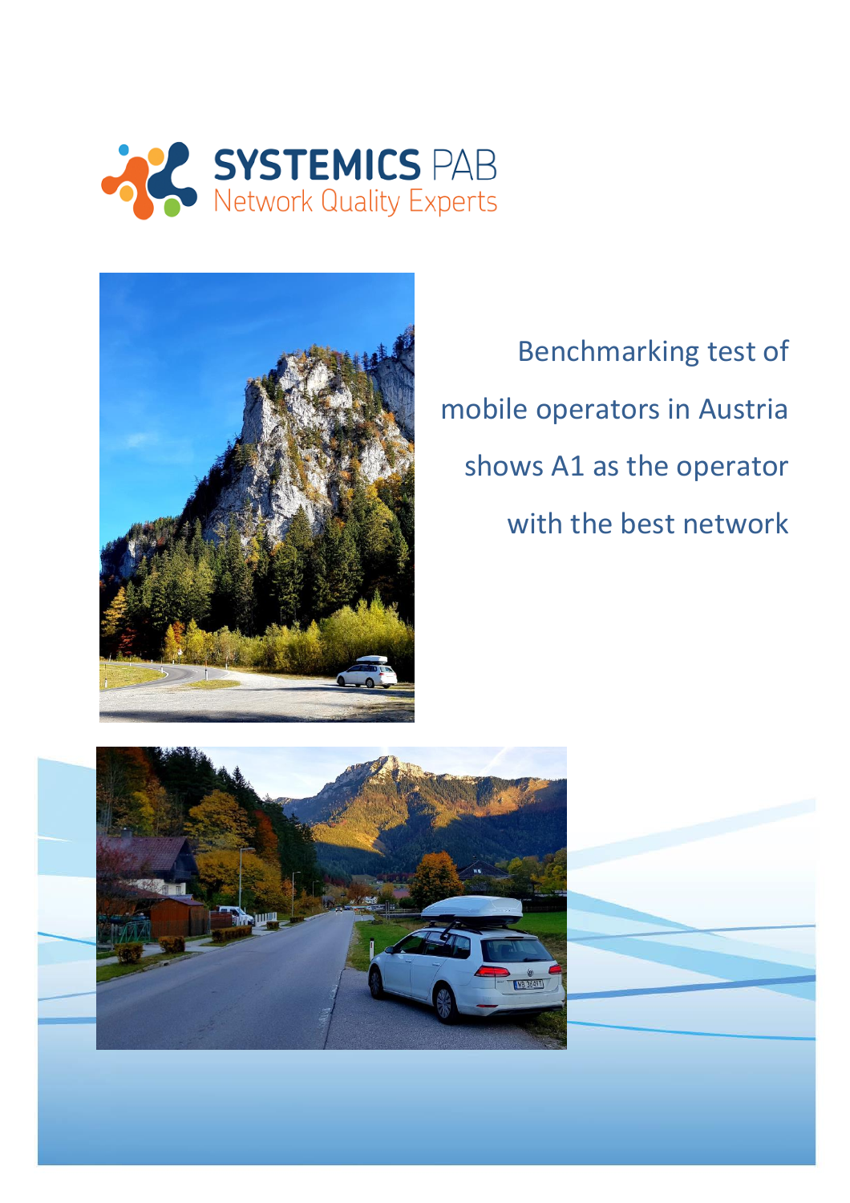SYSTEMICS PAB
Network Quality Experts

# Benchmarking test of mobile operators in Austria shows A1 as the operator with the best network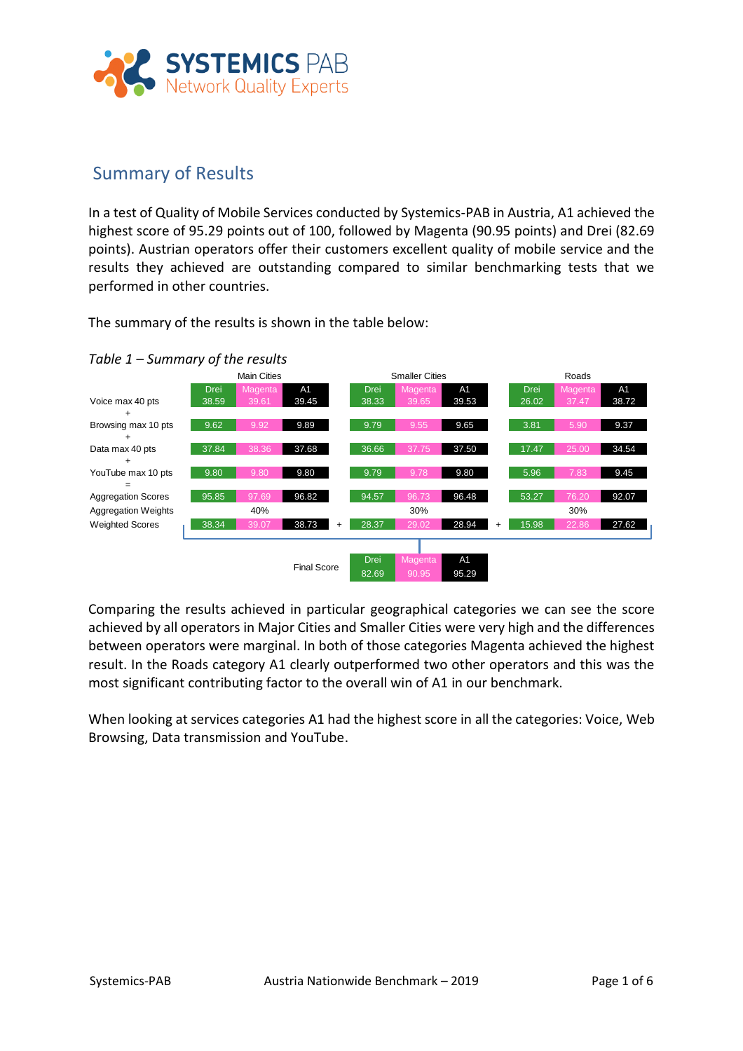## Summary of Results

In a test of Quality of Mobile Services conducted by Systemics-PAB in Austria, A1 achieved the highest score of 95.29 points out of 100, followed by Magenta (90.95 points) and Drei (82.69 points). Austrian operators offer their customers excellent quality of mobile service and the results they achieved are outstanding compared to similar benchmarking tests that we performed in other countries.

The summary of the results is shown in the table below:

*Table 1 – Summary of the results*

| | Main Cities | | | | Smaller Cities | | | | Roads | | |
|---|---|---|---|---|---|---|---|---|---|---|---|
| | Drei | Magenta | A1 | | Drei | Magenta | A1 | | Drei | Magenta | A1 |
| Voice max 40 pts | 38.59 | 39.61 | 39.45 | | 38.33 | 39.65 | 39.53 | | 26.02 | 37.47 | 38.72 |
| + | | | | | | | | | | | |
| Browsing max 10 pts | 9.62 | 9.92 | 9.89 | | 9.79 | 9.55 | 9.65 | | 3.81 | 5.90 | 9.37 |
| + | | | | | | | | | | | |
| Data max 40 pts | 37.84 | 38.36 | 37.68 | | 36.66 | 37.75 | 37.50 | | 17.47 | 25.00 | 34.54 |
| + | | | | | | | | | | | |
| YouTube max 10 pts | 9.80 | 9.80 | 9.80 | | 9.79 | 9.78 | 9.80 | | 5.96 | 7.83 | 9.45 |
| = | | | | | | | | | | | |
| Aggregation Scores | 95.85 | 97.69 | 96.82 | | 94.57 | 96.73 | 96.48 | | 53.27 | 76.20 | 92.07 |
| Aggregation Weights | | 40% | | | | 30% | | | | 30% | |
| Weighted Scores | 38.34 | 39.07 | 38.73 | + | 28.37 | 29.02 | 28.94 | + | 15.98 | 22.86 | 27.62 |

| Final Score | Drei | Magenta | A1 |
|---|---|---|---|
| | 82.69 | 90.95 | 95.29 |

Comparing the results achieved in particular geographical categories we can see the score achieved by all operators in Major Cities and Smaller Cities were very high and the differences between operators were marginal. In both of those categories Magenta achieved the highest result. In the Roads category A1 clearly outperformed two other operators and this was the most significant contributing factor to the overall win of A1 in our benchmark.

When looking at services categories A1 had the highest score in all the categories: Voice, Web Browsing, Data transmission and YouTube.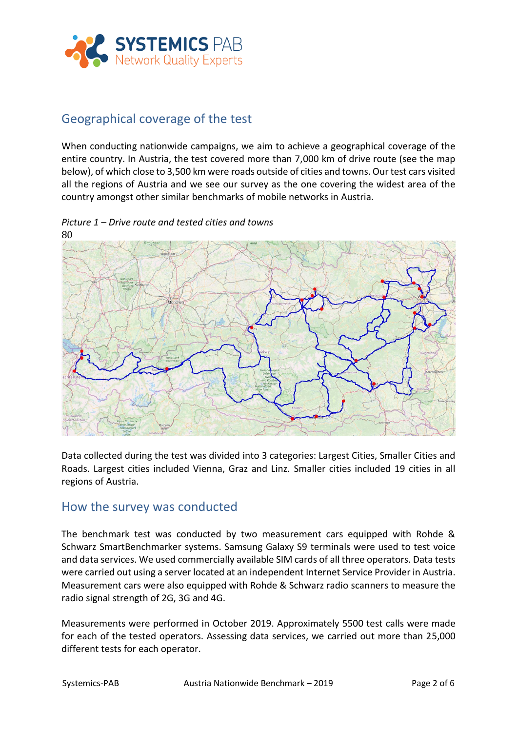## Geographical coverage of the test

When conducting nationwide campaigns, we aim to achieve a geographical coverage of the entire country. In Austria, the test covered more than 7,000 km of drive route (see the map below), of which close to 3,500 km were roads outside of cities and towns. Our test cars visited all the regions of Austria and we see our survey as the one covering the widest area of the country amongst other similar benchmarks of mobile networks in Austria.

*Picture 1 – Drive route and tested cities and towns*

80

Data collected during the test was divided into 3 categories: Largest Cities, Smaller Cities and Roads. Largest cities included Vienna, Graz and Linz. Smaller cities included 19 cities in all regions of Austria.

## How the survey was conducted

The benchmark test was conducted by two measurement cars equipped with Rohde & Schwarz SmartBenchmarker systems. Samsung Galaxy S9 terminals were used to test voice and data services. We used commercially available SIM cards of all three operators. Data tests were carried out using a server located at an independent Internet Service Provider in Austria. Measurement cars were also equipped with Rohde & Schwarz radio scanners to measure the radio signal strength of 2G, 3G and 4G.

Measurements were performed in October 2019. Approximately 5500 test calls were made for each of the tested operators. Assessing data services, we carried out more than 25,000 different tests for each operator.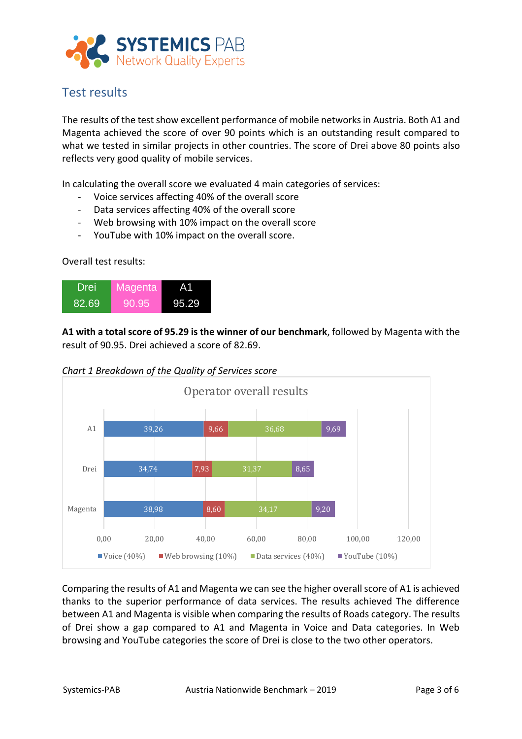## Test results

The results of the test show excellent performance of mobile networks in Austria. Both A1 and Magenta achieved the score of over 90 points which is an outstanding result compared to what we tested in similar projects in other countries. The score of Drei above 80 points also reflects very good quality of mobile services.

In calculating the overall score we evaluated 4 main categories of services:

- Voice services affecting 40% of the overall score
- Data services affecting 40% of the overall score
- Web browsing with 10% impact on the overall score
- YouTube with 10% impact on the overall score.

Overall test results:

| Drei | Magenta | A1 |
|---|---|---|
| 82.69 | 90.95 | 95.29 |

**A1 with a total score of 95.29 is the winner of our benchmark**, followed by Magenta with the result of 90.95. Drei achieved a score of 82.69.

*Chart 1 Breakdown of the Quality of Services score*

Operator overall results

| Operator | Voice (40%) | Web browsing (10%) | Data services (40%) | YouTube (10%) |
|---|---|---|---|---|
| A1 | 39,26 | 9,66 | 36,68 | 9,69 |
| Drei | 34,74 | 7,93 | 31,37 | 8,65 |
| Magenta | 38,98 | 8,60 | 34,17 | 9,20 |

Comparing the results of A1 and Magenta we can see the higher overall score of A1 is achieved thanks to the superior performance of data services. The results achieved The difference between A1 and Magenta is visible when comparing the results of Roads category. The results of Drei show a gap compared to A1 and Magenta in Voice and Data categories. In Web browsing and YouTube categories the score of Drei is close to the two other operators.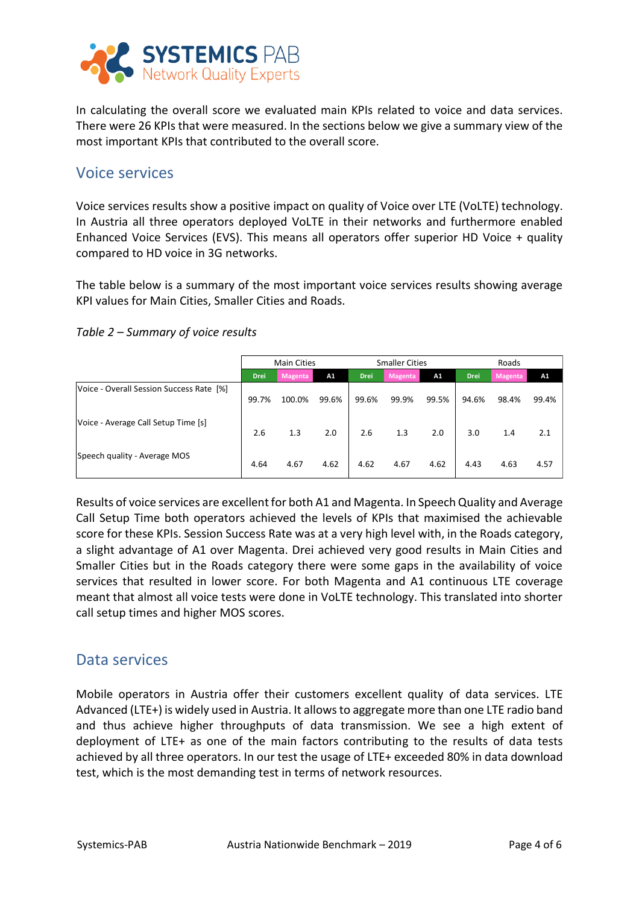In calculating the overall score we evaluated main KPIs related to voice and data services. There were 26 KPIs that were measured. In the sections below we give a summary view of the most important KPIs that contributed to the overall score.

## Voice services

Voice services results show a positive impact on quality of Voice over LTE (VoLTE) technology. In Austria all three operators deployed VoLTE in their networks and furthermore enabled Enhanced Voice Services (EVS). This means all operators offer superior HD Voice + quality compared to HD voice in 3G networks.

The table below is a summary of the most important voice services results showing average KPI values for Main Cities, Smaller Cities and Roads.

*Table 2 – Summary of voice results*

| | Main Cities | | | Smaller Cities | | | Roads | | |
|---|---|---|---|---|---|---|---|---|---|
| | Drei | Magenta | A1 | Drei | Magenta | A1 | Drei | Magenta | A1 |
| Voice - Overall Session Success Rate [%] | 99.7% | 100.0% | 99.6% | 99.6% | 99.9% | 99.5% | 94.6% | 98.4% | 99.4% |
| Voice - Average Call Setup Time [s] | 2.6 | 1.3 | 2.0 | 2.6 | 1.3 | 2.0 | 3.0 | 1.4 | 2.1 |
| Speech quality - Average MOS | 4.64 | 4.67 | 4.62 | 4.62 | 4.67 | 4.62 | 4.43 | 4.63 | 4.57 |

Results of voice services are excellent for both A1 and Magenta. In Speech Quality and Average Call Setup Time both operators achieved the levels of KPIs that maximised the achievable score for these KPIs. Session Success Rate was at a very high level with, in the Roads category, a slight advantage of A1 over Magenta. Drei achieved very good results in Main Cities and Smaller Cities but in the Roads category there were some gaps in the availability of voice services that resulted in lower score. For both Magenta and A1 continuous LTE coverage meant that almost all voice tests were done in VoLTE technology. This translated into shorter call setup times and higher MOS scores.

## Data services

Mobile operators in Austria offer their customers excellent quality of data services. LTE Advanced (LTE+) is widely used in Austria. It allows to aggregate more than one LTE radio band and thus achieve higher throughputs of data transmission. We see a high extent of deployment of LTE+ as one of the main factors contributing to the results of data tests achieved by all three operators. In our test the usage of LTE+ exceeded 80% in data download test, which is the most demanding test in terms of network resources.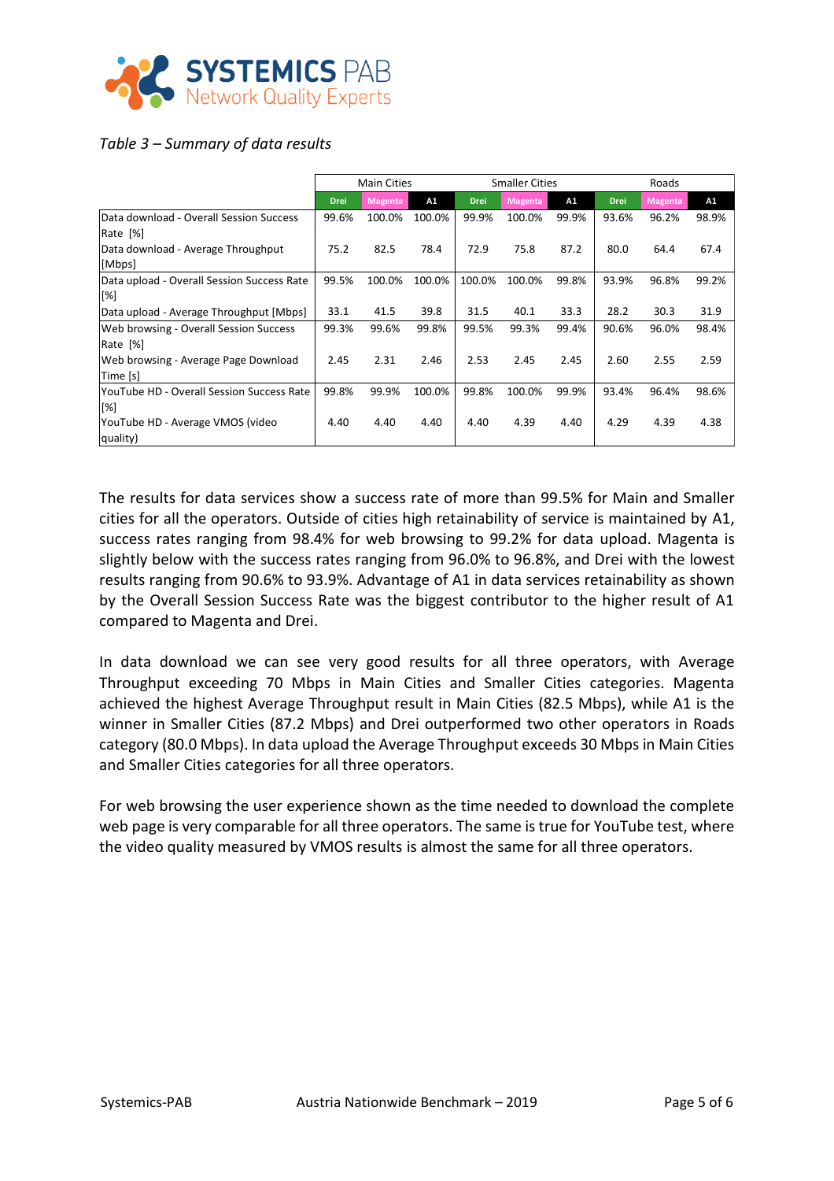*Table 3 – Summary of data results*

| | Main Cities | | | Smaller Cities | | | Roads | | |
|---|---|---|---|---|---|---|---|---|---|
| | Drei | Magenta | A1 | Drei | Magenta | A1 | Drei | Magenta | A1 |
| Data download - Overall Session Success Rate [%] | 99.6% | 100.0% | 100.0% | 99.9% | 100.0% | 99.9% | 93.6% | 96.2% | 98.9% |
| Data download - Average Throughput [Mbps] | 75.2 | 82.5 | 78.4 | 72.9 | 75.8 | 87.2 | 80.0 | 64.4 | 67.4 |
| Data upload - Overall Session Success Rate [%] | 99.5% | 100.0% | 100.0% | 100.0% | 100.0% | 99.8% | 93.9% | 96.8% | 99.2% |
| Data upload - Average Throughput [Mbps] | 33.1 | 41.5 | 39.8 | 31.5 | 40.1 | 33.3 | 28.2 | 30.3 | 31.9 |
| Web browsing - Overall Session Success Rate [%] | 99.3% | 99.6% | 99.8% | 99.5% | 99.3% | 99.4% | 90.6% | 96.0% | 98.4% |
| Web browsing - Average Page Download Time [s] | 2.45 | 2.31 | 2.46 | 2.53 | 2.45 | 2.45 | 2.60 | 2.55 | 2.59 |
| YouTube HD - Overall Session Success Rate [%] | 99.8% | 99.9% | 100.0% | 99.8% | 100.0% | 99.9% | 93.4% | 96.4% | 98.6% |
| YouTube HD - Average VMOS (video quality) | 4.40 | 4.40 | 4.40 | 4.40 | 4.39 | 4.40 | 4.29 | 4.39 | 4.38 |

The results for data services show a success rate of more than 99.5% for Main and Smaller cities for all the operators. Outside of cities high retainability of service is maintained by A1, success rates ranging from 98.4% for web browsing to 99.2% for data upload. Magenta is slightly below with the success rates ranging from 96.0% to 96.8%, and Drei with the lowest results ranging from 90.6% to 93.9%. Advantage of A1 in data services retainability as shown by the Overall Session Success Rate was the biggest contributor to the higher result of A1 compared to Magenta and Drei.

In data download we can see very good results for all three operators, with Average Throughput exceeding 70 Mbps in Main Cities and Smaller Cities categories. Magenta achieved the highest Average Throughput result in Main Cities (82.5 Mbps), while A1 is the winner in Smaller Cities (87.2 Mbps) and Drei outperformed two other operators in Roads category (80.0 Mbps). In data upload the Average Throughput exceeds 30 Mbps in Main Cities and Smaller Cities categories for all three operators.

For web browsing the user experience shown as the time needed to download the complete web page is very comparable for all three operators. The same is true for YouTube test, where the video quality measured by VMOS results is almost the same for all three operators.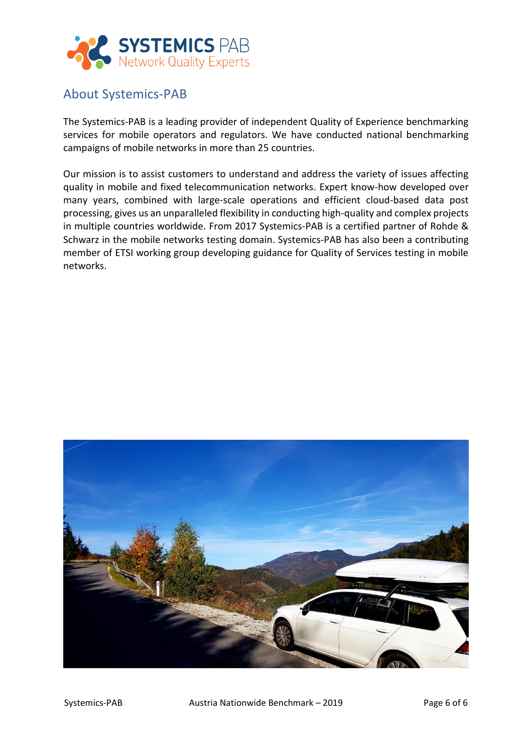## About Systemics-PAB

The Systemics-PAB is a leading provider of independent Quality of Experience benchmarking services for mobile operators and regulators. We have conducted national benchmarking campaigns of mobile networks in more than 25 countries.

Our mission is to assist customers to understand and address the variety of issues affecting quality in mobile and fixed telecommunication networks. Expert know-how developed over many years, combined with large-scale operations and efficient cloud-based data post processing, gives us an unparalleled flexibility in conducting high-quality and complex projects in multiple countries worldwide. From 2017 Systemics-PAB is a certified partner of Rohde & Schwarz in the mobile networks testing domain. Systemics-PAB has also been a contributing member of ETSI working group developing guidance for Quality of Services testing in mobile networks.